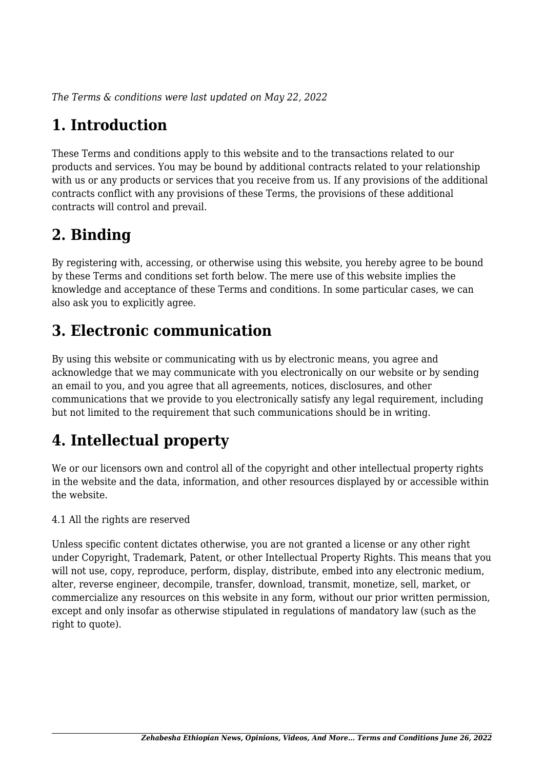*The Terms & conditions were last updated on May 22, 2022*

# 1. Introduction

These Terms and conditions apply to this website and to the transactions related to our products and services. You may be bound by additional contracts related to your relationship with us or any products or services that you receive from us. If any provisions of the additional contracts conflict with any provisions of these Terms, the provisions of these additional contracts will control and prevail.

# 2. Binding

By registering with, accessing, or otherwise using this website, you hereby agree to be bound by these Terms and conditions set forth below. The mere use of this website implies the knowledge and acceptance of these Terms and conditions. In some particular cases, we can also ask you to explicitly agree.

# 3. Electronic communication

By using this website or communicating with us by electronic means, you agree and acknowledge that we may communicate with you electronically on our website or by sending an email to you, and you agree that all agreements, notices, disclosures, and other communications that we provide to you electronically satisfy any legal requirement, including but not limited to the requirement that such communications should be in writing.

# 4. Intellectual property

We or our licensors own and control all of the copyright and other intellectual property rights in the website and the data, information, and other resources displayed by or accessible within the website.

4.1 All the rights are reserved

Unless specific content dictates otherwise, you are not granted a license or any other right under Copyright, Trademark, Patent, or other Intellectual Property Rights. This means that you will not use, copy, reproduce, perform, display, distribute, embed into any electronic medium, alter, reverse engineer, decompile, transfer, download, transmit, monetize, sell, market, or commercialize any resources on this website in any form, without our prior written permission, except and only insofar as otherwise stipulated in regulations of mandatory law (such as the right to quote).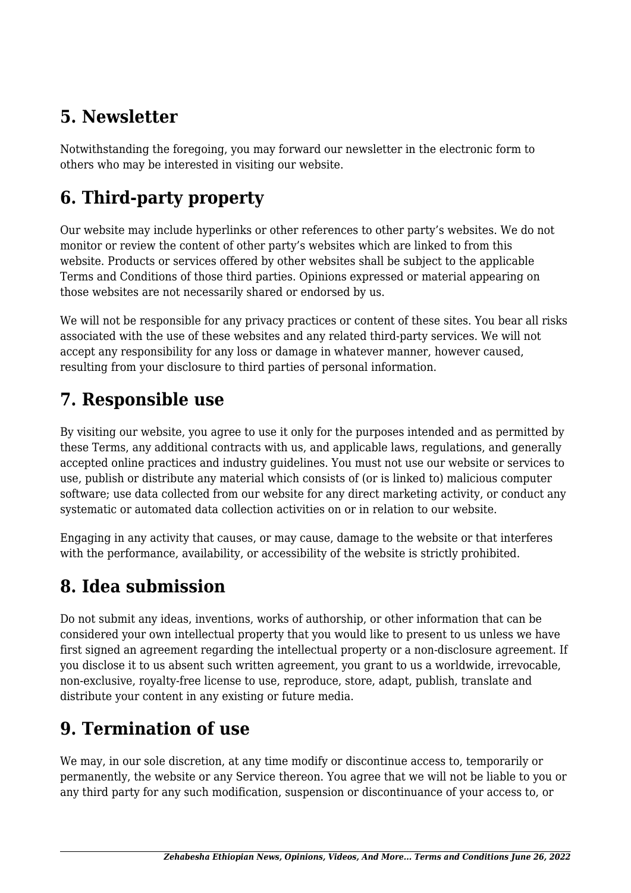## 5. Newsletter

Notwithstanding the foregoing, you may forward our newsletter in the electronic form to others who may be interested in visiting our website.

## 6. Third-party property

Our website may include hyperlinks or other references to other party's websites. We do not monitor or review the content of other party's websites which are linked to from this website. Products or services offered by other websites shall be subject to the applicable Terms and Conditions of those third parties. Opinions expressed or material appearing on those websites are not necessarily shared or endorsed by us.

We will not be responsible for any privacy practices or content of these sites. You bear all risks associated with the use of these websites and any related third-party services. We will not accept any responsibility for any loss or damage in whatever manner, however caused, resulting from your disclosure to third parties of personal information.

## 7. Responsible use

By visiting our website, you agree to use it only for the purposes intended and as permitted by these Terms, any additional contracts with us, and applicable laws, regulations, and generally accepted online practices and industry guidelines. You must not use our website or services to use, publish or distribute any material which consists of (or is linked to) malicious computer software; use data collected from our website for any direct marketing activity, or conduct any systematic or automated data collection activities on or in relation to our website.

Engaging in any activity that causes, or may cause, damage to the website or that interferes with the performance, availability, or accessibility of the website is strictly prohibited.

## 8. Idea submission

Do not submit any ideas, inventions, works of authorship, or other information that can be considered your own intellectual property that you would like to present to us unless we have first signed an agreement regarding the intellectual property or a non-disclosure agreement. If you disclose it to us absent such written agreement, you grant to us a worldwide, irrevocable, non-exclusive, royalty-free license to use, reproduce, store, adapt, publish, translate and distribute your content in any existing or future media.

## 9. Termination of use

We may, in our sole discretion, at any time modify or discontinue access to, temporarily or permanently, the website or any Service thereon. You agree that we will not be liable to you or any third party for any such modification, suspension or discontinuance of your access to, or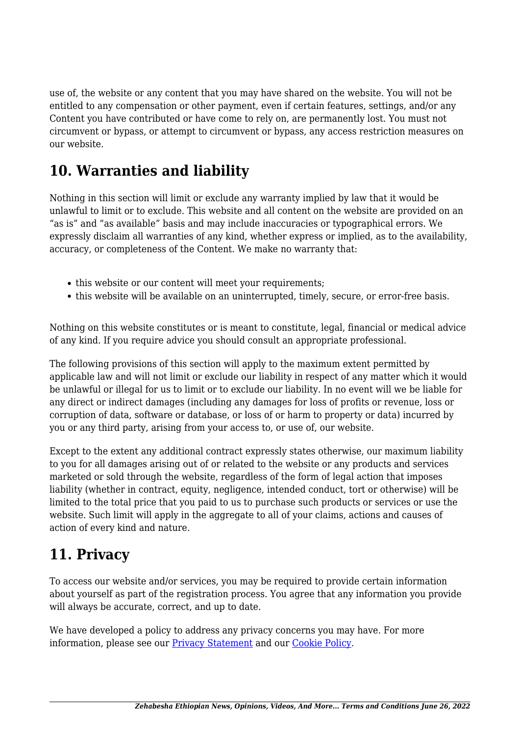use of, the website or any content that you may have shared on the website. You will not be entitled to any compensation or other payment, even if certain features, settings, and/or any Content you have contributed or have come to rely on, are permanently lost. You must not circumvent or bypass, or attempt to circumvent or bypass, any access restriction measures on our website.

## 10. Warranties and liability

Nothing in this section will limit or exclude any warranty implied by law that it would be unlawful to limit or to exclude. This website and all content on the website are provided on an "as is" and "as available" basis and may include inaccuracies or typographical errors. We expressly disclaim all warranties of any kind, whether express or implied, as to the availability, accuracy, or completeness of the Content. We make no warranty that:

- this website or our content will meet your requirements;
- this website will be available on an uninterrupted, timely, secure, or error-free basis.

Nothing on this website constitutes or is meant to constitute, legal, financial or medical advice of any kind. If you require advice you should consult an appropriate professional.

The following provisions of this section will apply to the maximum extent permitted by applicable law and will not limit or exclude our liability in respect of any matter which it would be unlawful or illegal for us to limit or to exclude our liability. In no event will we be liable for any direct or indirect damages (including any damages for loss of profits or revenue, loss or corruption of data, software or database, or loss of or harm to property or data) incurred by you or any third party, arising from your access to, or use of, our website.

Except to the extent any additional contract expressly states otherwise, our maximum liability to you for all damages arising out of or related to the website or any products and services marketed or sold through the website, regardless of the form of legal action that imposes liability (whether in contract, equity, negligence, intended conduct, tort or otherwise) will be limited to the total price that you paid to us to purchase such products or services or use the website. Such limit will apply in the aggregate to all of your claims, actions and causes of action of every kind and nature.

## 11. Privacy

To access our website and/or services, you may be required to provide certain information about yourself as part of the registration process. You agree that any information you provide will always be accurate, correct, and up to date.

We have developed a policy to address any privacy concerns you may have. For more information, please see our [Privacy Statement] and our [Cookie Policy].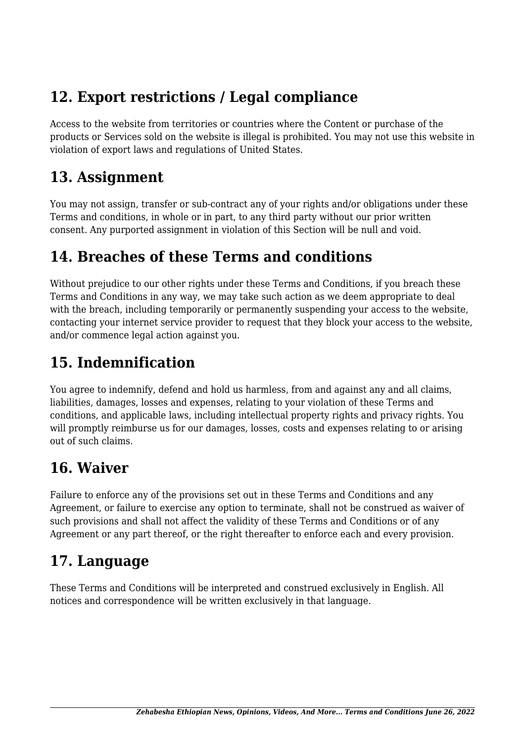## 12. Export restrictions / Legal compliance

Access to the website from territories or countries where the Content or purchase of the products or Services sold on the website is illegal is prohibited. You may not use this website in violation of export laws and regulations of United States.

## 13. Assignment

You may not assign, transfer or sub-contract any of your rights and/or obligations under these Terms and conditions, in whole or in part, to any third party without our prior written consent. Any purported assignment in violation of this Section will be null and void.

## 14. Breaches of these Terms and conditions

Without prejudice to our other rights under these Terms and Conditions, if you breach these Terms and Conditions in any way, we may take such action as we deem appropriate to deal with the breach, including temporarily or permanently suspending your access to the website, contacting your internet service provider to request that they block your access to the website, and/or commence legal action against you.

## 15. Indemnification

You agree to indemnify, defend and hold us harmless, from and against any and all claims, liabilities, damages, losses and expenses, relating to your violation of these Terms and conditions, and applicable laws, including intellectual property rights and privacy rights. You will promptly reimburse us for our damages, losses, costs and expenses relating to or arising out of such claims.

## 16. Waiver

Failure to enforce any of the provisions set out in these Terms and Conditions and any Agreement, or failure to exercise any option to terminate, shall not be construed as waiver of such provisions and shall not affect the validity of these Terms and Conditions or of any Agreement or any part thereof, or the right thereafter to enforce each and every provision.

## 17. Language

These Terms and Conditions will be interpreted and construed exclusively in English. All notices and correspondence will be written exclusively in that language.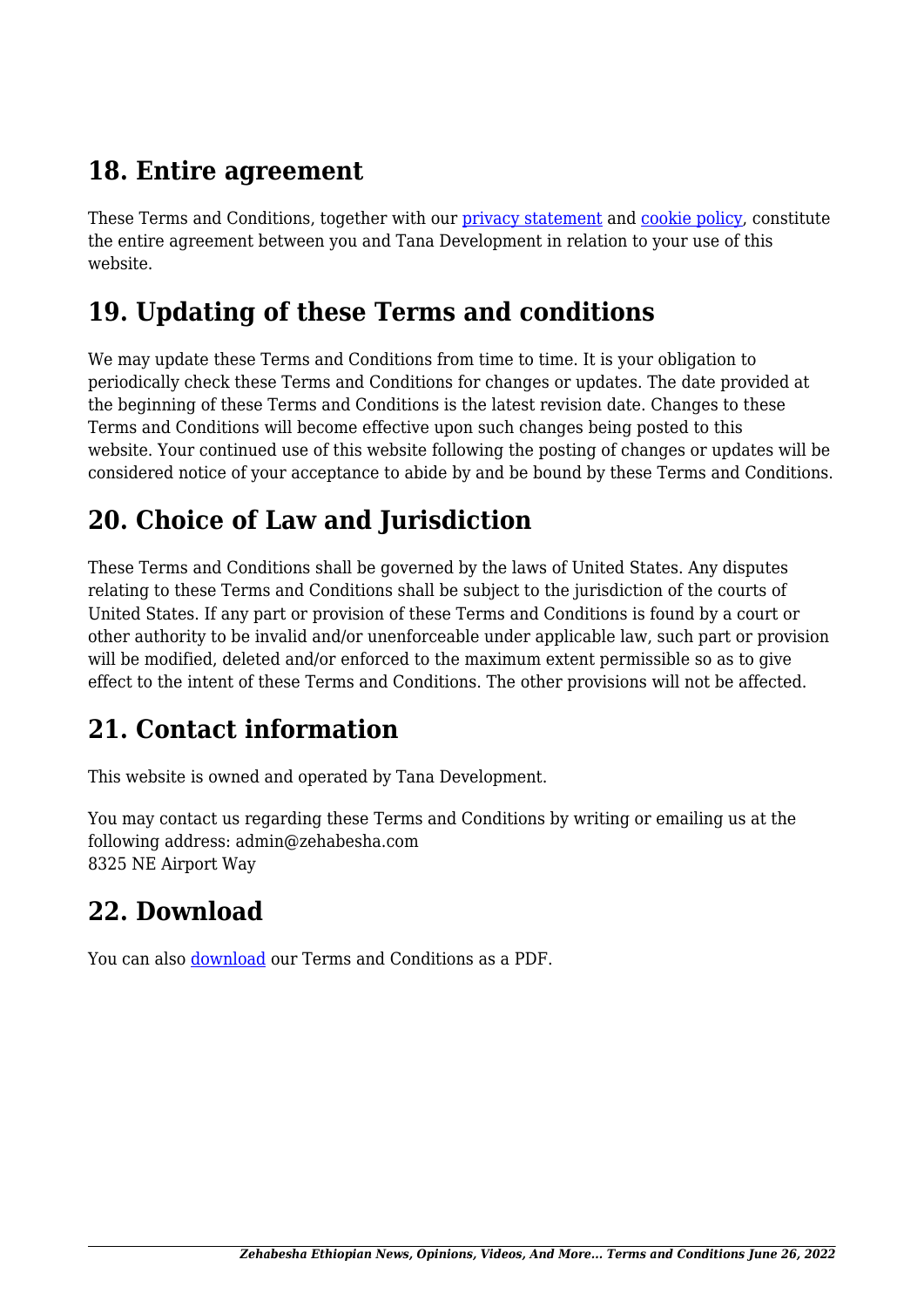## 18. Entire agreement

These Terms and Conditions, together with our privacy statement and cookie policy, constitute the entire agreement between you and Tana Development in relation to your use of this website.

## 19. Updating of these Terms and conditions

We may update these Terms and Conditions from time to time. It is your obligation to periodically check these Terms and Conditions for changes or updates. The date provided at the beginning of these Terms and Conditions is the latest revision date. Changes to these Terms and Conditions will become effective upon such changes being posted to this website. Your continued use of this website following the posting of changes or updates will be considered notice of your acceptance to abide by and be bound by these Terms and Conditions.

## 20. Choice of Law and Jurisdiction

These Terms and Conditions shall be governed by the laws of United States. Any disputes relating to these Terms and Conditions shall be subject to the jurisdiction of the courts of United States. If any part or provision of these Terms and Conditions is found by a court or other authority to be invalid and/or unenforceable under applicable law, such part or provision will be modified, deleted and/or enforced to the maximum extent permissible so as to give effect to the intent of these Terms and Conditions. The other provisions will not be affected.

## 21. Contact information

This website is owned and operated by Tana Development.

You may contact us regarding these Terms and Conditions by writing or emailing us at the following address: admin@zehabesha.com
8325 NE Airport Way

## 22. Download

You can also download our Terms and Conditions as a PDF.